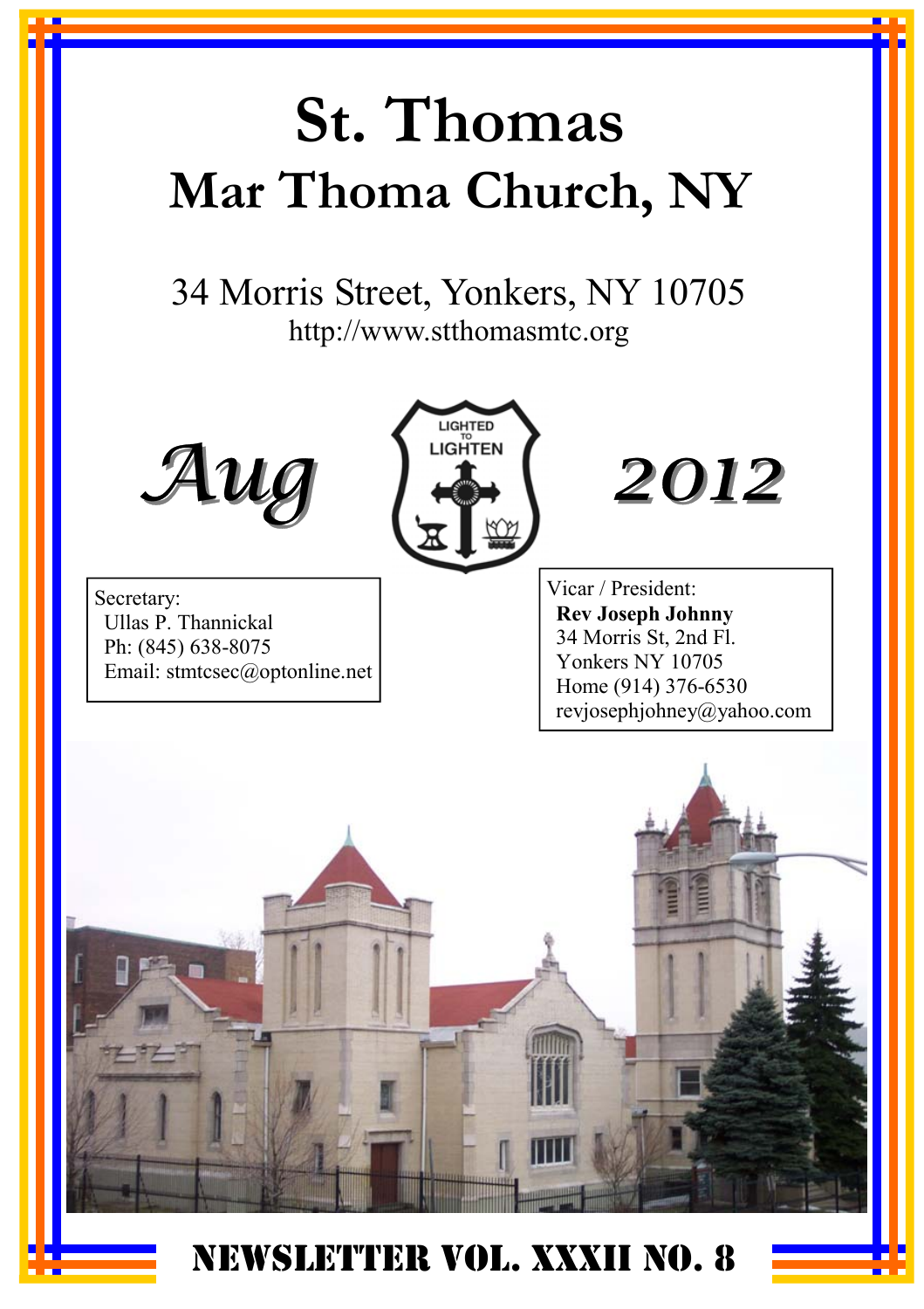# St. Thomas

## Mar Thoma Church, NY

34 Morris Street, Yonkers, NY 10705

http://www.stthomasmtc.org

*Aug* LIGHTED TO LIGHTEN *2012*

Secretary:
Ullas P. Thannickal
Ph: (845) 638-8075
Email: stmtcsec@optonline.net

Vicar / President:
**Rev Joseph Johnny**
34 Morris St, 2nd Fl.
Yonkers NY 10705
Home (914) 376-6530
revjosephjohney@yahoo.com

**NEWSLETTER VOL. XXXII NO. 8**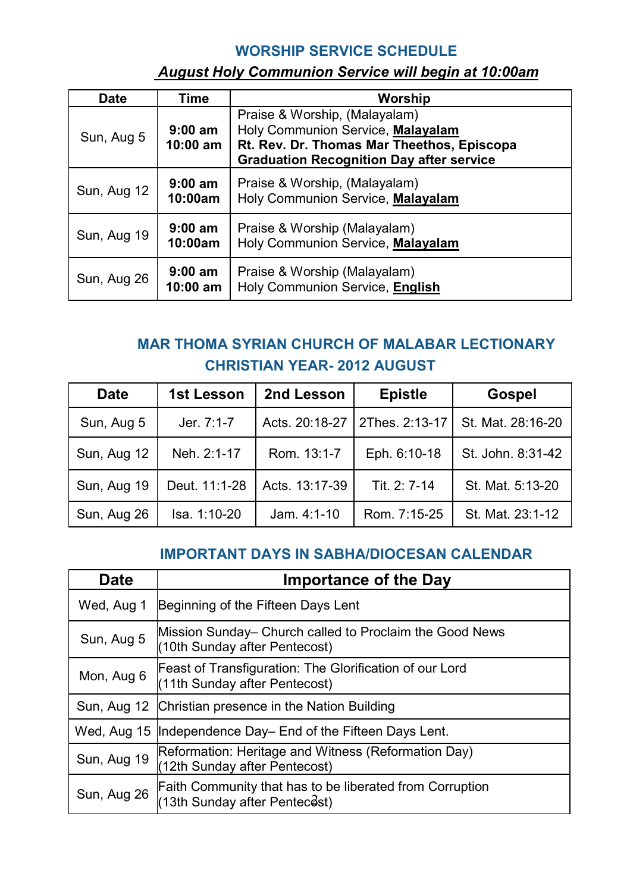## WORSHIP SERVICE SCHEDULE

***August Holy Communion Service will begin at 10:00am***

| Date | Time | Worship |
|---|---|---|
| Sun, Aug 5 | **9:00 am**<br>**10:00 am** | Praise & Worship, (Malayalam)<br>Holy Communion Service, **Malayalam**<br>**Rt. Rev. Dr. Thomas Mar Theethos, Episcopa**<br>**Graduation Recognition Day after service** |
| Sun, Aug 12 | **9:00 am**<br>**10:00am** | Praise & Worship, (Malayalam)<br>Holy Communion Service, **Malayalam** |
| Sun, Aug 19 | **9:00 am**<br>**10:00am** | Praise & Worship (Malayalam)<br>Holy Communion Service, **Malayalam** |
| Sun, Aug 26 | **9:00 am**<br>**10:00 am** | Praise & Worship (Malayalam)<br>Holy Communion Service, **English** |

## MAR THOMA SYRIAN CHURCH OF MALABAR LECTIONARY CHRISTIAN YEAR- 2012 AUGUST

| Date | 1st Lesson | 2nd Lesson | Epistle | Gospel |
|---|---|---|---|---|
| Sun, Aug 5 | Jer. 7:1-7 | Acts. 20:18-27 | 2Thes. 2:13-17 | St. Mat. 28:16-20 |
| Sun, Aug 12 | Neh. 2:1-17 | Rom. 13:1-7 | Eph. 6:10-18 | St. John. 8:31-42 |
| Sun, Aug 19 | Deut. 11:1-28 | Acts. 13:17-39 | Tit. 2: 7-14 | St. Mat. 5:13-20 |
| Sun, Aug 26 | Isa. 1:10-20 | Jam. 4:1-10 | Rom. 7:15-25 | St. Mat. 23:1-12 |

## IMPORTANT DAYS IN SABHA/DIOCESAN CALENDAR

| Date | Importance of the Day |
|---|---|
| Wed, Aug 1 | Beginning of the Fifteen Days Lent |
| Sun, Aug 5 | Mission Sunday– Church called to Proclaim the Good News<br>(10th Sunday after Pentecost) |
| Mon, Aug 6 | Feast of Transfiguration: The Glorification of our Lord<br>(11th Sunday after Pentecost) |
| Sun, Aug 12 | Christian presence in the Nation Building |
| Wed, Aug 15 | Independence Day– End of the Fifteen Days Lent. |
| Sun, Aug 19 | Reformation: Heritage and Witness (Reformation Day)<br>(12th Sunday after Pentecost) |
| Sun, Aug 26 | Faith Community that has to be liberated from Corruption<br>(13th Sunday after Pentecost) |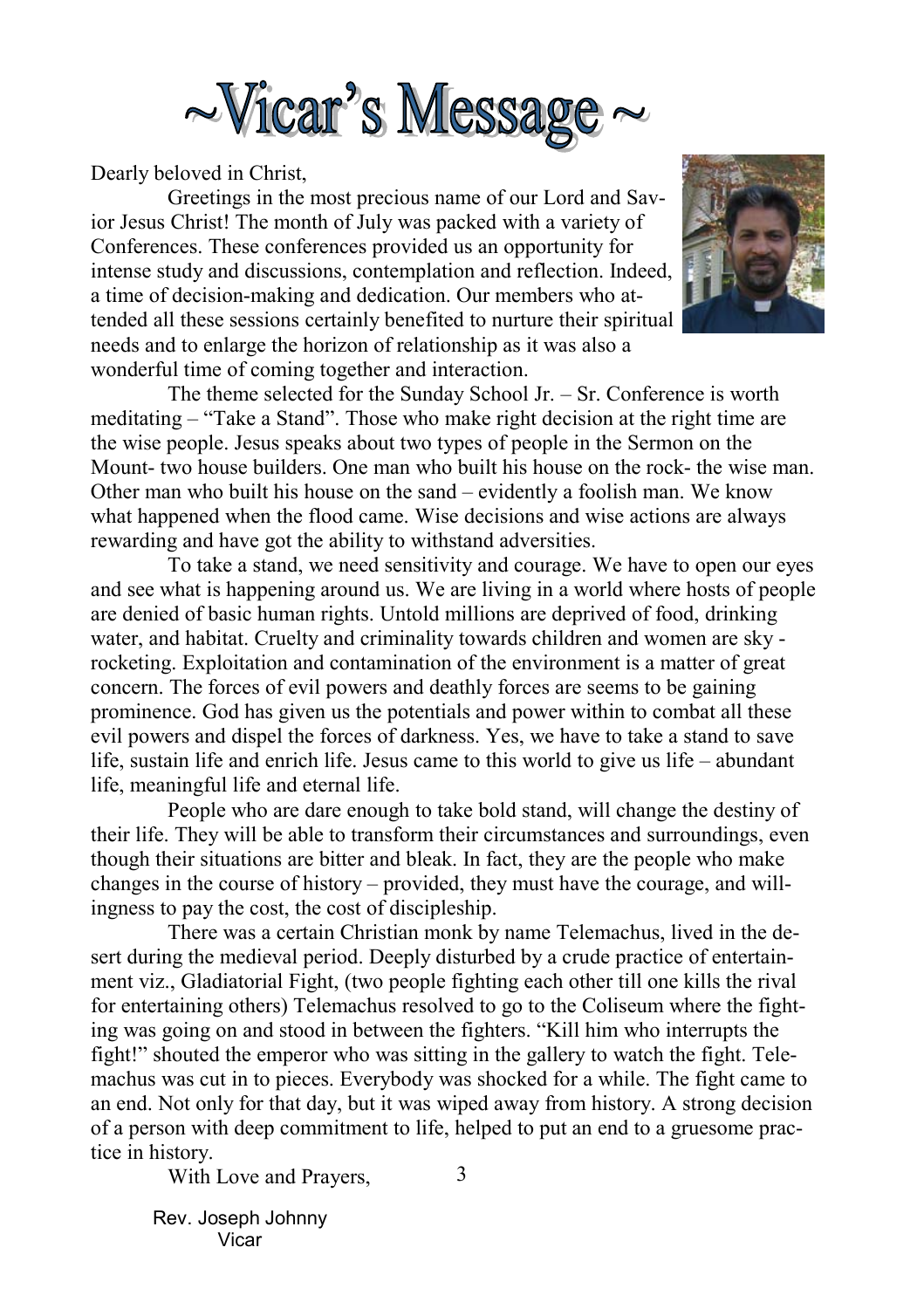# ~Vicar's Message ~

Dearly beloved in Christ,

Greetings in the most precious name of our Lord and Savior Jesus Christ! The month of July was packed with a variety of Conferences. These conferences provided us an opportunity for intense study and discussions, contemplation and reflection. Indeed, a time of decision-making and dedication. Our members who attended all these sessions certainly benefited to nurture their spiritual needs and to enlarge the horizon of relationship as it was also a wonderful time of coming together and interaction.

The theme selected for the Sunday School Jr. – Sr. Conference is worth meditating – "Take a Stand". Those who make right decision at the right time are the wise people. Jesus speaks about two types of people in the Sermon on the Mount- two house builders. One man who built his house on the rock- the wise man. Other man who built his house on the sand – evidently a foolish man. We know what happened when the flood came. Wise decisions and wise actions are always rewarding and have got the ability to withstand adversities.

To take a stand, we need sensitivity and courage. We have to open our eyes and see what is happening around us. We are living in a world where hosts of people are denied of basic human rights. Untold millions are deprived of food, drinking water, and habitat. Cruelty and criminality towards children and women are sky - rocketing. Exploitation and contamination of the environment is a matter of great concern. The forces of evil powers and deathly forces are seems to be gaining prominence. God has given us the potentials and power within to combat all these evil powers and dispel the forces of darkness. Yes, we have to take a stand to save life, sustain life and enrich life. Jesus came to this world to give us life – abundant life, meaningful life and eternal life.

People who are dare enough to take bold stand, will change the destiny of their life. They will be able to transform their circumstances and surroundings, even though their situations are bitter and bleak. In fact, they are the people who make changes in the course of history – provided, they must have the courage, and willingness to pay the cost, the cost of discipleship.

There was a certain Christian monk by name Telemachus, lived in the desert during the medieval period. Deeply disturbed by a crude practice of entertainment viz., Gladiatorial Fight, (two people fighting each other till one kills the rival for entertaining others) Telemachus resolved to go to the Coliseum where the fighting was going on and stood in between the fighters. "Kill him who interrupts the fight!" shouted the emperor who was sitting in the gallery to watch the fight. Telemachus was cut in to pieces. Everybody was shocked for a while. The fight came to an end. Not only for that day, but it was wiped away from history. A strong decision of a person with deep commitment to life, helped to put an end to a gruesome practice in history.

With Love and Prayers,

Rev. Joseph Johnny  
Vicar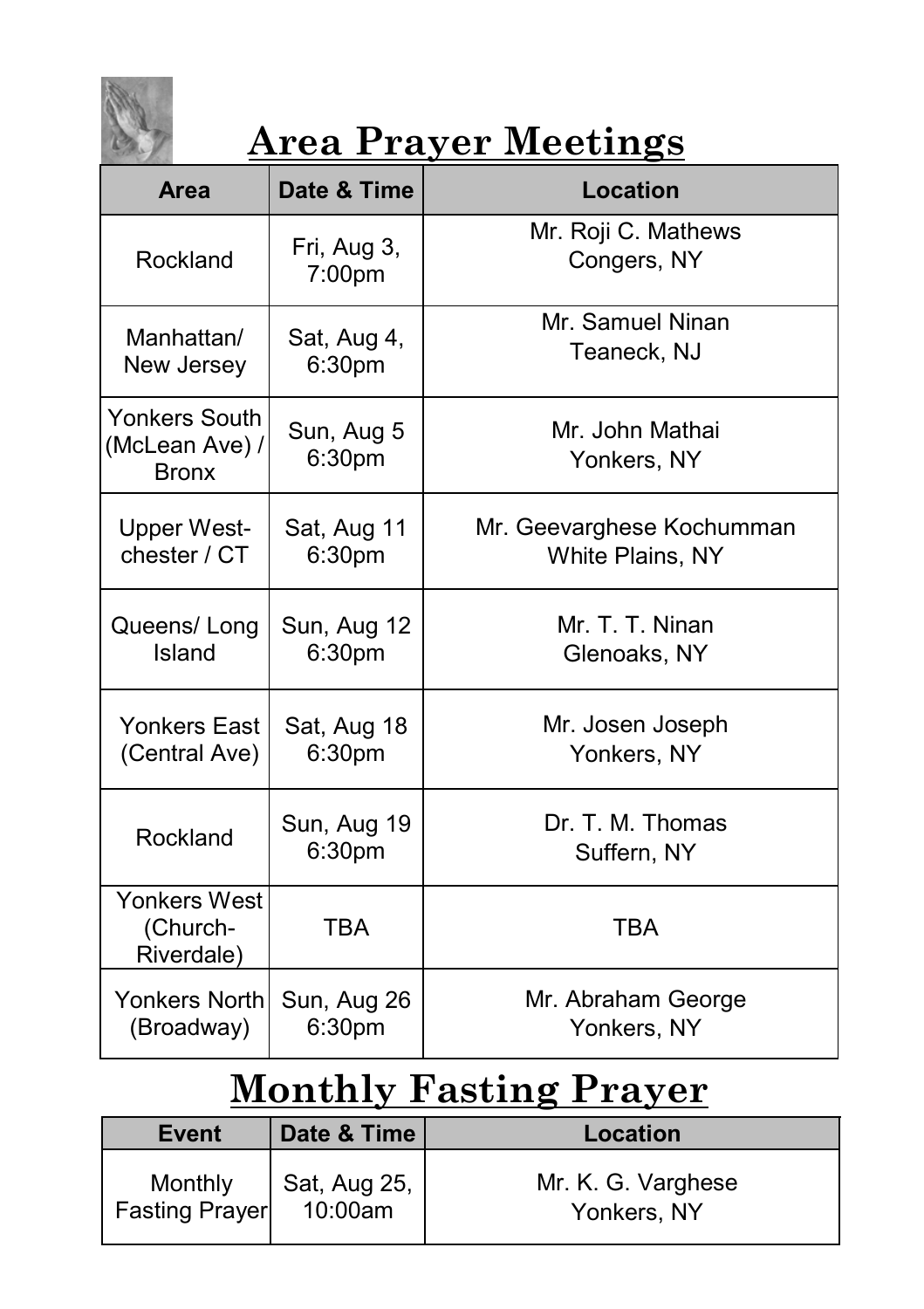# Area Prayer Meetings

| Area | Date & Time | Location |
|---|---|---|
| Rockland | Fri, Aug 3, 7:00pm | Mr. Roji C. Mathews Congers, NY |
| Manhattan/ New Jersey | Sat, Aug 4, 6:30pm | Mr. Samuel Ninan Teaneck, NJ |
| Yonkers South (McLean Ave) / Bronx | Sun, Aug 5 6:30pm | Mr. John Mathai Yonkers, NY |
| Upper West-chester / CT | Sat, Aug 11 6:30pm | Mr. Geevarghese Kochumman White Plains, NY |
| Queens/ Long Island | Sun, Aug 12 6:30pm | Mr. T. T. Ninan Glenoaks, NY |
| Yonkers East (Central Ave) | Sat, Aug 18 6:30pm | Mr. Josen Joseph Yonkers, NY |
| Rockland | Sun, Aug 19 6:30pm | Dr. T. M. Thomas Suffern, NY |
| Yonkers West (Church-Riverdale) | TBA | TBA |
| Yonkers North (Broadway) | Sun, Aug 26 6:30pm | Mr. Abraham George Yonkers, NY |

# Monthly Fasting Prayer

| Event | Date & Time | Location |
|---|---|---|
| Monthly Fasting Prayer | Sat, Aug 25, 10:00am | Mr. K. G. Varghese Yonkers, NY |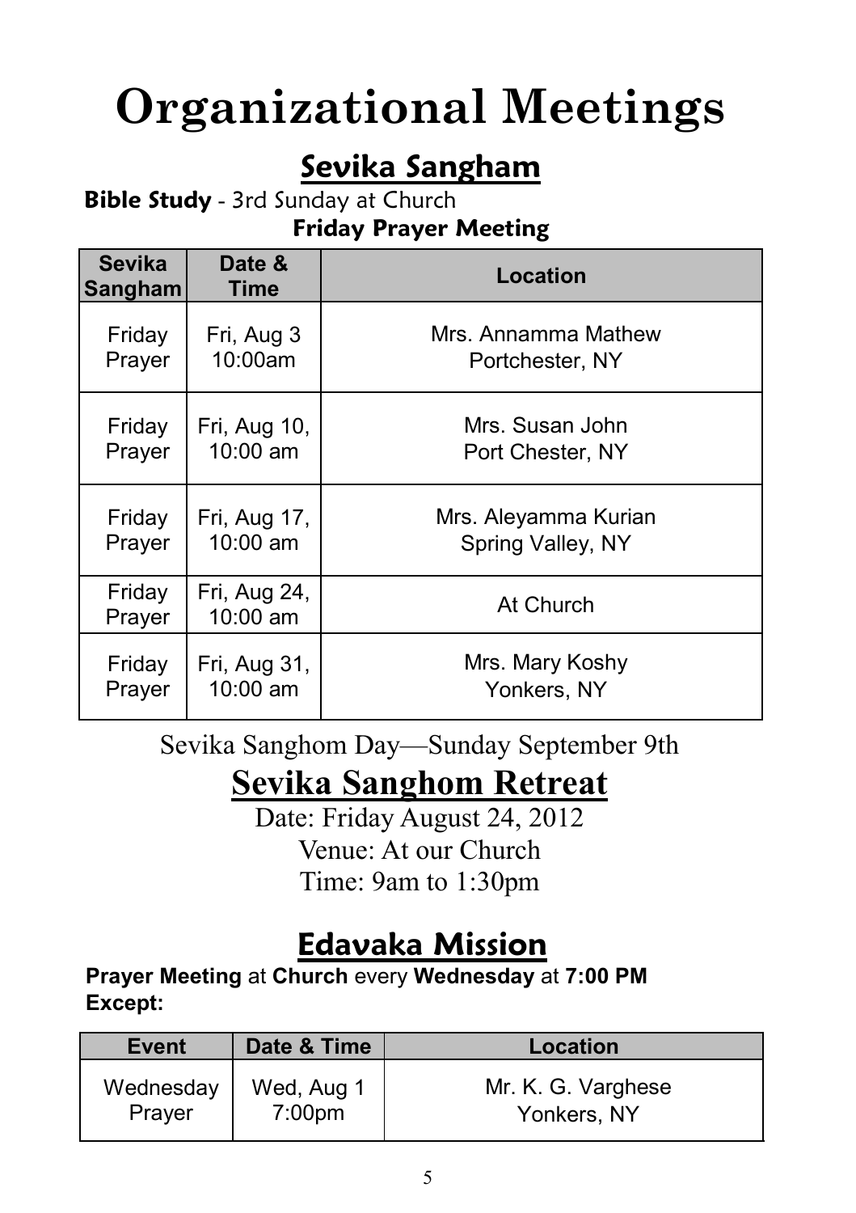# Organizational Meetings

## Sevika Sangham

**Bible Study** - 3rd Sunday at Church

**Friday Prayer Meeting**

| Sevika Sangham | Date & Time | Location |
|---|---|---|
| Friday Prayer | Fri, Aug 3 10:00am | Mrs. Annamma Mathew Portchester, NY |
| Friday Prayer | Fri, Aug 10, 10:00 am | Mrs. Susan John Port Chester, NY |
| Friday Prayer | Fri, Aug 17, 10:00 am | Mrs. Aleyamma Kurian Spring Valley, NY |
| Friday Prayer | Fri, Aug 24, 10:00 am | At Church |
| Friday Prayer | Fri, Aug 31, 10:00 am | Mrs. Mary Koshy Yonkers, NY |

Sevika Sanghom Day—Sunday September 9th

## Sevika Sanghom Retreat

Date: Friday August 24, 2012

Venue: At our Church

Time: 9am to 1:30pm

## Edavaka Mission

**Prayer Meeting** at **Church** every **Wednesday** at **7:00 PM**
**Except:**

| Event | Date & Time | Location |
|---|---|---|
| Wednesday Prayer | Wed, Aug 1 7:00pm | Mr. K. G. Varghese Yonkers, NY |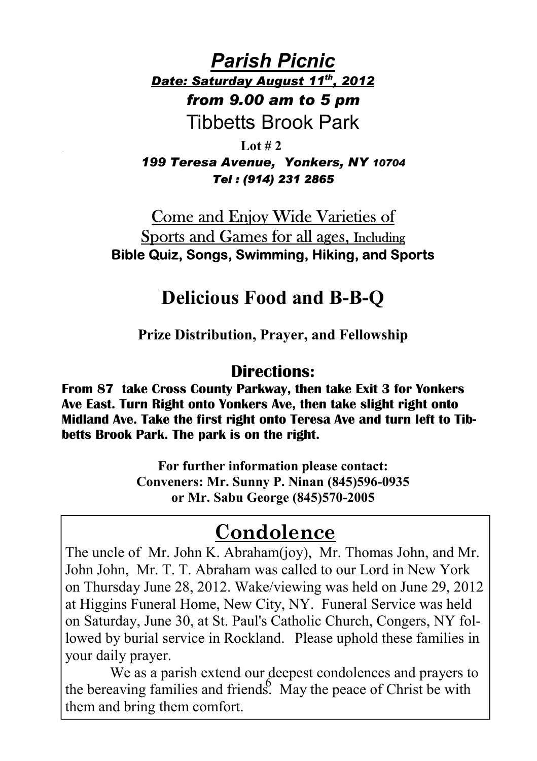# *Parish Picnic*

***Date: Saturday August 11th, 2012***

***from 9.00 am to 5 pm***

Tibbetts Brook Park

**Lot # 2**

***199 Teresa Avenue, Yonkers, NY 10704***

***Tel : (914) 231 2865***

Come and Enjoy Wide Varieties of Sports and Games for all ages, Including

**Bible Quiz, Songs, Swimming, Hiking, and Sports**

## Delicious Food and B-B-Q

**Prize Distribution, Prayer, and Fellowship**

### Directions:

**From 87 take Cross County Parkway, then take Exit 3 for Yonkers Ave East. Turn Right onto Yonkers Ave, then take slight right onto Midland Ave. Take the first right onto Teresa Ave and turn left to Tibbetts Brook Park. The park is on the right.**

**For further information please contact:**
**Conveners: Mr. Sunny P. Ninan (845)596-0935**
**or Mr. Sabu George (845)570-2005**

## Condolence

The uncle of Mr. John K. Abraham(joy), Mr. Thomas John, and Mr. John John, Mr. T. T. Abraham was called to our Lord in New York on Thursday June 28, 2012. Wake/viewing was held on June 29, 2012 at Higgins Funeral Home, New City, NY. Funeral Service was held on Saturday, June 30, at St. Paul's Catholic Church, Congers, NY followed by burial service in Rockland. Please uphold these families in your daily prayer.

We as a parish extend our deepest condolences and prayers to the bereaving families and friends. May the peace of Christ be with them and bring them comfort.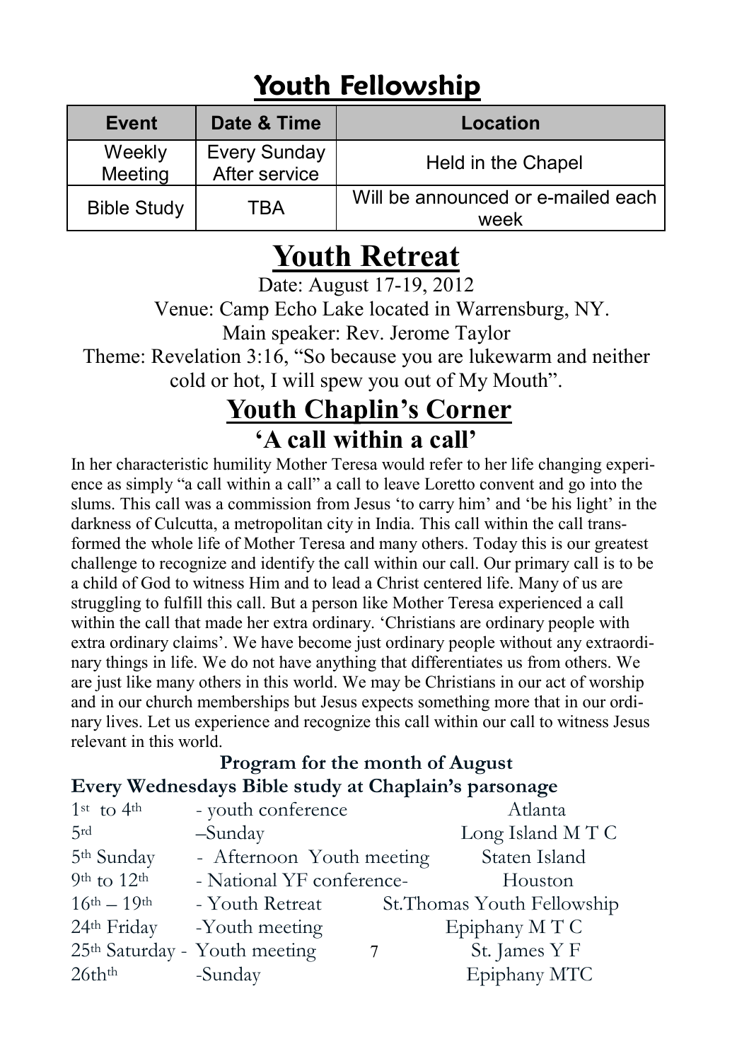# Youth Fellowship

| Event | Date & Time | Location |
| --- | --- | --- |
| Weekly Meeting | Every Sunday After service | Held in the Chapel |
| Bible Study | TBA | Will be announced or e-mailed each week |

# Youth Retreat

Date: August 17-19, 2012

Venue: Camp Echo Lake located in Warrensburg, NY.

Main speaker: Rev. Jerome Taylor

Theme: Revelation 3:16, "So because you are lukewarm and neither cold or hot, I will spew you out of My Mouth".

# Youth Chaplin's Corner

## 'A call within a call'

In her characteristic humility Mother Teresa would refer to her life changing experience as simply "a call within a call" a call to leave Loretto convent and go into the slums. This call was a commission from Jesus 'to carry him' and 'be his light' in the darkness of Culcutta, a metropolitan city in India. This call within the call transformed the whole life of Mother Teresa and many others. Today this is our greatest challenge to recognize and identify the call within our call. Our primary call is to be a child of God to witness Him and to lead a Christ centered life. Many of us are struggling to fulfill this call. But a person like Mother Teresa experienced a call within the call that made her extra ordinary. 'Christians are ordinary people with extra ordinary claims'. We have become just ordinary people without any extraordinary things in life. We do not have anything that differentiates us from others. We are just like many others in this world. We may be Christians in our act of worship and in our church memberships but Jesus expects something more that in our ordinary lives. Let us experience and recognize this call within our call to witness Jesus relevant in this world.

**Program for the month of August**

**Every Wednesdays Bible study at Chaplain's parsonage**

| | | |
| --- | --- | --- |
| 1st to 4th | - youth conference | Atlanta |
| 5rd | –Sunday | Long Island M T C |
| 5th Sunday | - Afternoon Youth meeting | Staten Island |
| 9th to 12th | - National YF conference- | Houston |
| 16th – 19th | - Youth Retreat | St.Thomas Youth Fellowship |
| 24th Friday | -Youth meeting | Epiphany M T C |
| 25th Saturday | - Youth meeting | St. James Y F |
| 26thth | -Sunday | Epiphany MTC |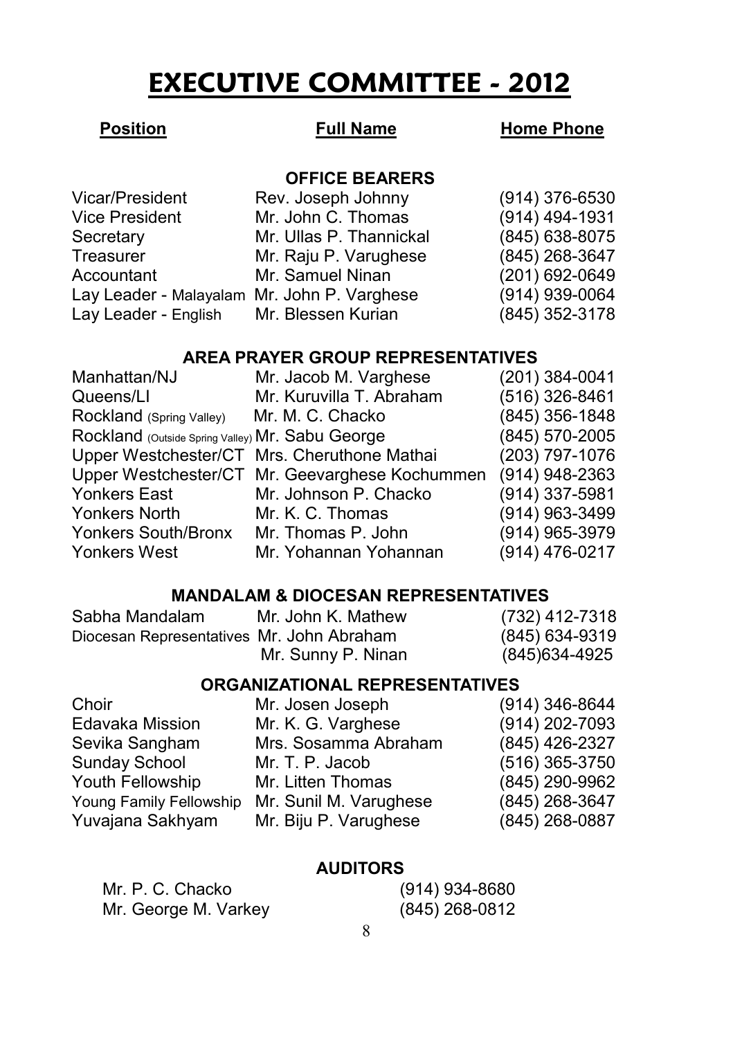# EXECUTIVE COMMITTEE - 2012

| Position | Full Name | Home Phone |
|---|---|---|
| **OFFICE BEARERS** | | |
| Vicar/President | Rev. Joseph Johnny | (914) 376-6530 |
| Vice President | Mr. John C. Thomas | (914) 494-1931 |
| Secretary | Mr. Ullas P. Thannickal | (845) 638-8075 |
| Treasurer | Mr. Raju P. Varughese | (845) 268-3647 |
| Accountant | Mr. Samuel Ninan | (201) 692-0649 |
| Lay Leader - Malayalam | Mr. John P. Varghese | (914) 939-0064 |
| Lay Leader - English | Mr. Blessen Kurian | (845) 352-3178 |
| **AREA PRAYER GROUP REPRESENTATIVES** | | |
| Manhattan/NJ | Mr. Jacob M. Varghese | (201) 384-0041 |
| Queens/LI | Mr. Kuruvilla T. Abraham | (516) 326-8461 |
| Rockland (Spring Valley) | Mr. M. C. Chacko | (845) 356-1848 |
| Rockland (Outside Spring Valley) | Mr. Sabu George | (845) 570-2005 |
| Upper Westchester/CT | Mrs. Cheruthone Mathai | (203) 797-1076 |
| Upper Westchester/CT | Mr. Geevarghese Kochummen | (914) 948-2363 |
| Yonkers East | Mr. Johnson P. Chacko | (914) 337-5981 |
| Yonkers North | Mr. K. C. Thomas | (914) 963-3499 |
| Yonkers South/Bronx | Mr. Thomas P. John | (914) 965-3979 |
| Yonkers West | Mr. Yohannan Yohannan | (914) 476-0217 |
| **MANDALAM & DIOCESAN REPRESENTATIVES** | | |
| Sabha Mandalam | Mr. John K. Mathew | (732) 412-7318 |
| Diocesan Representatives | Mr. John Abraham | (845) 634-9319 |
| | Mr. Sunny P. Ninan | (845)634-4925 |
| **ORGANIZATIONAL REPRESENTATIVES** | | |
| Choir | Mr. Josen Joseph | (914) 346-8644 |
| Edavaka Mission | Mr. K. G. Varghese | (914) 202-7093 |
| Sevika Sangham | Mrs. Sosamma Abraham | (845) 426-2327 |
| Sunday School | Mr. T. P. Jacob | (516) 365-3750 |
| Youth Fellowship | Mr. Litten Thomas | (845) 290-9962 |
| Young Family Fellowship | Mr. Sunil M. Varughese | (845) 268-3647 |
| Yuvajana Sakhyam | Mr. Biju P. Varughese | (845) 268-0887 |

### AUDITORS

| | |
|---|---|
| Mr. P. C. Chacko | (914) 934-8680 |
| Mr. George M. Varkey | (845) 268-0812 |